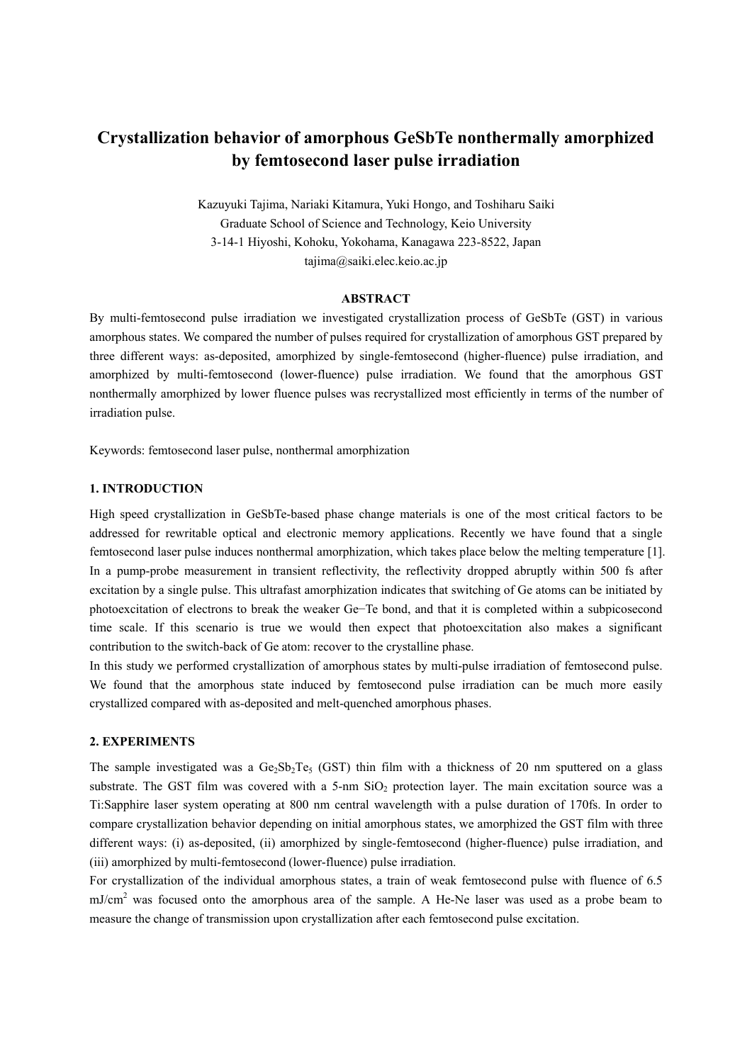# Crystallization behavior of amorphous GeSbTe nonthermally amorphized by femtosecond laser pulse irradiation

Kazuyuki Tajima, Nariaki Kitamura, Yuki Hongo, and Toshiharu Saiki
Graduate School of Science and Technology, Keio University
3-14-1 Hiyoshi, Kohoku, Yokohama, Kanagawa 223-8522, Japan
tajima@saiki.elec.keio.ac.jp

### ABSTRACT

By multi-femtosecond pulse irradiation we investigated crystallization process of GeSbTe (GST) in various amorphous states. We compared the number of pulses required for crystallization of amorphous GST prepared by three different ways: as-deposited, amorphized by single-femtosecond (higher-fluence) pulse irradiation, and amorphized by multi-femtosecond (lower-fluence) pulse irradiation. We found that the amorphous GST nonthermally amorphized by lower fluence pulses was recrystallized most efficiently in terms of the number of irradiation pulse.

Keywords: femtosecond laser pulse, nonthermal amorphization

## 1. INTRODUCTION

High speed crystallization in GeSbTe-based phase change materials is one of the most critical factors to be addressed for rewritable optical and electronic memory applications. Recently we have found that a single femtosecond laser pulse induces nonthermal amorphization, which takes place below the melting temperature [1]. In a pump-probe measurement in transient reflectivity, the reflectivity dropped abruptly within 500 fs after excitation by a single pulse. This ultrafast amorphization indicates that switching of Ge atoms can be initiated by photoexcitation of electrons to break the weaker Ge−Te bond, and that it is completed within a subpicosecond time scale. If this scenario is true we would then expect that photoexcitation also makes a significant contribution to the switch-back of Ge atom: recover to the crystalline phase.

In this study we performed crystallization of amorphous states by multi-pulse irradiation of femtosecond pulse. We found that the amorphous state induced by femtosecond pulse irradiation can be much more easily crystallized compared with as-deposited and melt-quenched amorphous phases.

## 2. EXPERIMENTS

The sample investigated was a $Ge_2Sb_2Te_5$ (GST) thin film with a thickness of 20 nm sputtered on a glass substrate. The GST film was covered with a 5-nm $SiO_2$ protection layer. The main excitation source was a Ti:Sapphire laser system operating at 800 nm central wavelength with a pulse duration of 170fs. In order to compare crystallization behavior depending on initial amorphous states, we amorphized the GST film with three different ways: (i) as-deposited, (ii) amorphized by single-femtosecond (higher-fluence) pulse irradiation, and (iii) amorphized by multi-femtosecond (lower-fluence) pulse irradiation.

For crystallization of the individual amorphous states, a train of weak femtosecond pulse with fluence of 6.5 $mJ/cm^2$ was focused onto the amorphous area of the sample. A He-Ne laser was used as a probe beam to measure the change of transmission upon crystallization after each femtosecond pulse excitation.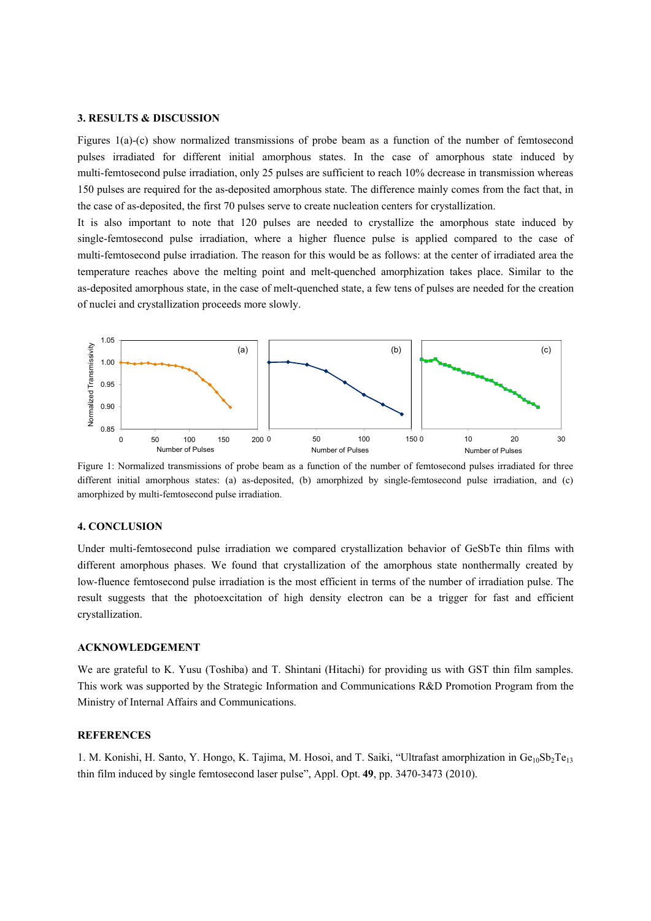## 3. RESULTS & DISCUSSION

Figures 1(a)-(c) show normalized transmissions of probe beam as a function of the number of femtosecond pulses irradiated for different initial amorphous states. In the case of amorphous state induced by multi-femtosecond pulse irradiation, only 25 pulses are sufficient to reach 10% decrease in transmission whereas 150 pulses are required for the as-deposited amorphous state. The difference mainly comes from the fact that, in the case of as-deposited, the first 70 pulses serve to create nucleation centers for crystallization.

It is also important to note that 120 pulses are needed to crystallize the amorphous state induced by single-femtosecond pulse irradiation, where a higher fluence pulse is applied compared to the case of multi-femtosecond pulse irradiation. The reason for this would be as follows: at the center of irradiated area the temperature reaches above the melting point and melt-quenched amorphization takes place. Similar to the as-deposited amorphous state, in the case of melt-quenched state, a few tens of pulses are needed for the creation of nuclei and crystallization proceeds more slowly.

Normalized Transmissivity
1.05
1.00
0.95
0.90
0.85
(a)
0 50 100 150 200
Number of Pulses
(b)
0 50 100 150
Number of Pulses
(c)
0 10 20 30
Number of Pulses

Figure 1: Normalized transmissions of probe beam as a function of the number of femtosecond pulses irradiated for three different initial amorphous states: (a) as-deposited, (b) amorphized by single-femtosecond pulse irradiation, and (c) amorphized by multi-femtosecond pulse irradiation.

## 4. CONCLUSION

Under multi-femtosecond pulse irradiation we compared crystallization behavior of GeSbTe thin films with different amorphous phases. We found that crystallization of the amorphous state nonthermally created by low-fluence femtosecond pulse irradiation is the most efficient in terms of the number of irradiation pulse. The result suggests that the photoexcitation of high density electron can be a trigger for fast and efficient crystallization.

## ACKNOWLEDGEMENT

We are grateful to K. Yusu (Toshiba) and T. Shintani (Hitachi) for providing us with GST thin film samples. This work was supported by the Strategic Information and Communications R&D Promotion Program from the Ministry of Internal Affairs and Communications.

## REFERENCES

1. M. Konishi, H. Santo, Y. Hongo, K. Tajima, M. Hosoi, and T. Saiki, "Ultrafast amorphization in $Ge_{10}Sb_2Te_{13}$ thin film induced by single femtosecond laser pulse", Appl. Opt. **49**, pp. 3470-3473 (2010).